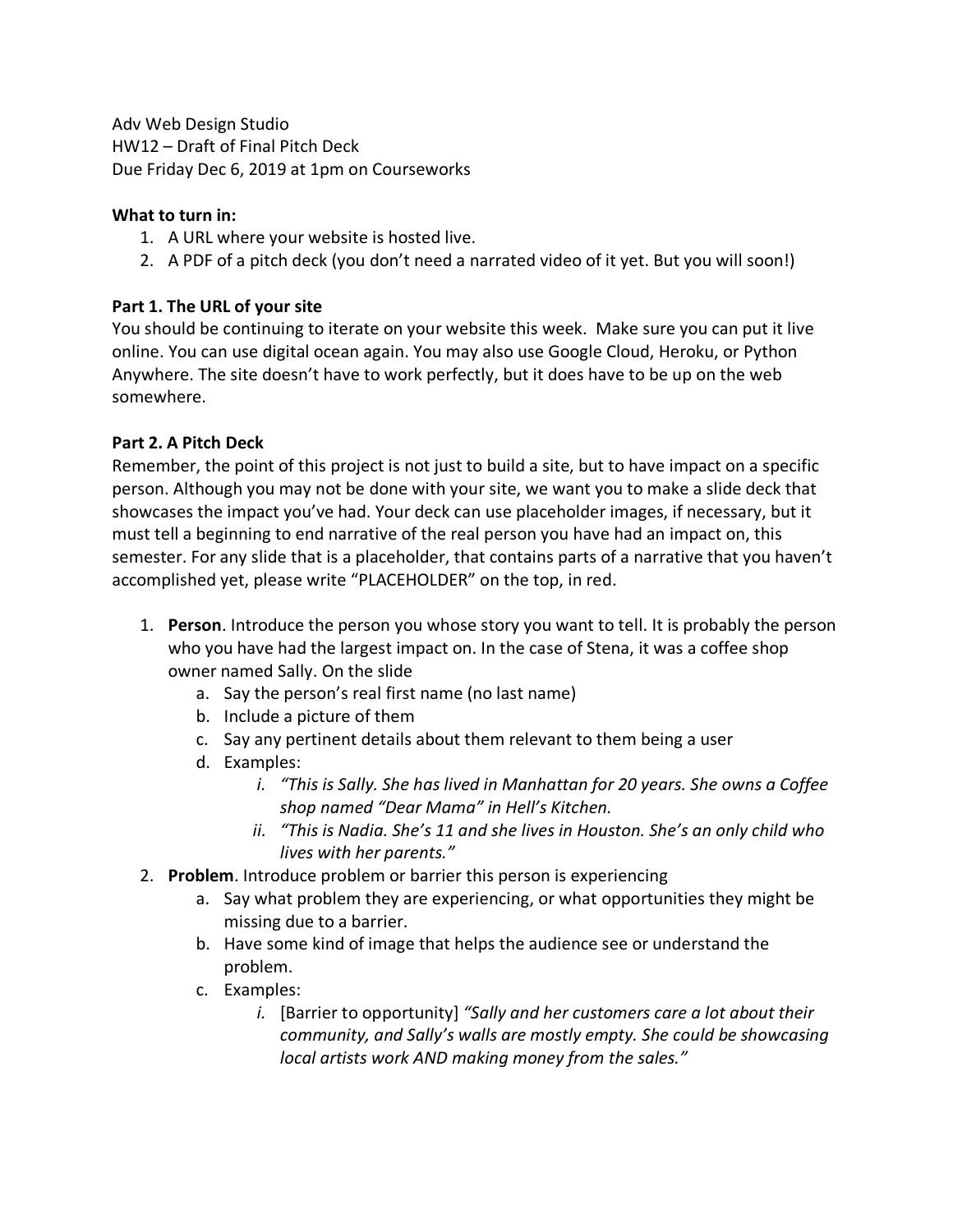Adv Web Design Studio
HW12 – Draft of Final Pitch Deck
Due Friday Dec 6, 2019 at 1pm on Courseworks

**What to turn in:**

1. A URL where your website is hosted live.
2. A PDF of a pitch deck (you don't need a narrated video of it yet. But you will soon!)

**Part 1. The URL of your site**

You should be continuing to iterate on your website this week. Make sure you can put it live online. You can use digital ocean again. You may also use Google Cloud, Heroku, or Python Anywhere. The site doesn't have to work perfectly, but it does have to be up on the web somewhere.

**Part 2. A Pitch Deck**

Remember, the point of this project is not just to build a site, but to have impact on a specific person. Although you may not be done with your site, we want you to make a slide deck that showcases the impact you've had. Your deck can use placeholder images, if necessary, but it must tell a beginning to end narrative of the real person you have had an impact on, this semester. For any slide that is a placeholder, that contains parts of a narrative that you haven't accomplished yet, please write "PLACEHOLDER" on the top, in red.

1. **Person**. Introduce the person you whose story you want to tell. It is probably the person who you have had the largest impact on. In the case of Stena, it was a coffee shop owner named Sally. On the slide
   a. Say the person's real first name (no last name)
   b. Include a picture of them
   c. Say any pertinent details about them relevant to them being a user
   d. Examples:
      i. *"This is Sally. She has lived in Manhattan for 20 years. She owns a Coffee shop named "Dear Mama" in Hell's Kitchen.*
      ii. *"This is Nadia. She's 11 and she lives in Houston. She's an only child who lives with her parents."*
2. **Problem**. Introduce problem or barrier this person is experiencing
   a. Say what problem they are experiencing, or what opportunities they might be missing due to a barrier.
   b. Have some kind of image that helps the audience see or understand the problem.
   c. Examples:
      i. [Barrier to opportunity] *"Sally and her customers care a lot about their community, and Sally's walls are mostly empty. She could be showcasing local artists work AND making money from the sales."*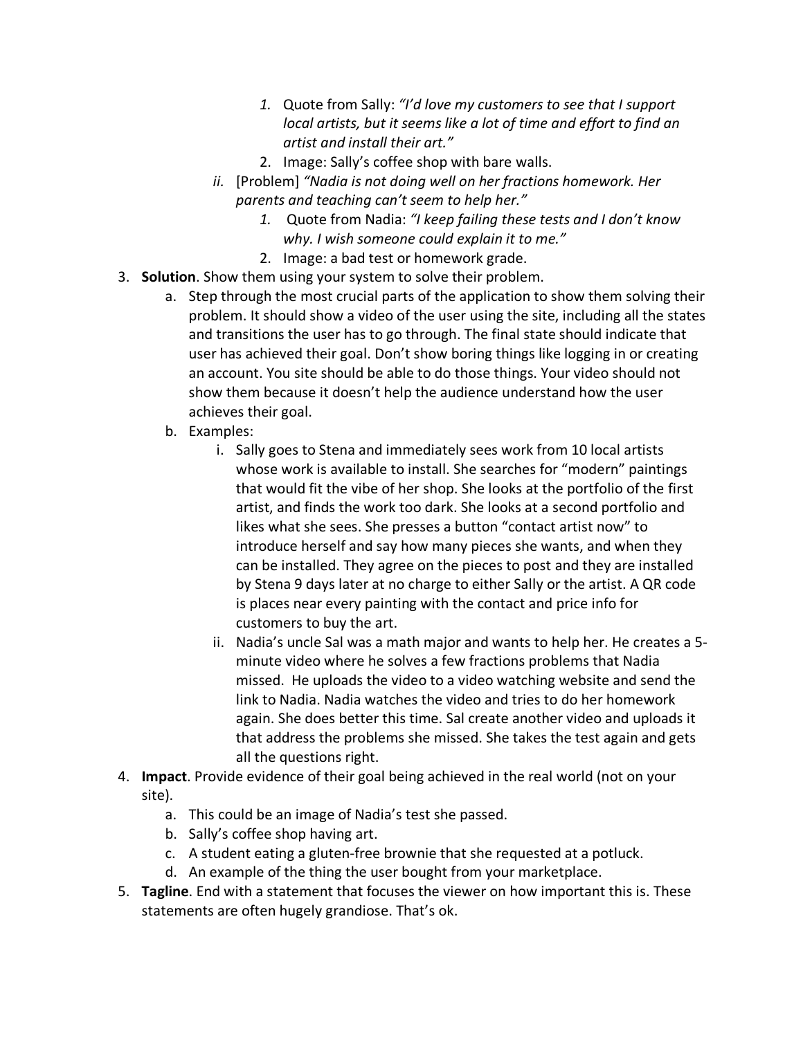1. Quote from Sally: *"I'd love my customers to see that I support local artists, but it seems like a lot of time and effort to find an artist and install their art."*
2. Image: Sally's coffee shop with bare walls.

ii. [Problem] *"Nadia is not doing well on her fractions homework. Her parents and teaching can't seem to help her."*

1. Quote from Nadia: *"I keep failing these tests and I don't know why. I wish someone could explain it to me."*
2. Image: a bad test or homework grade.

3. **Solution**. Show them using your system to solve their problem.
   a. Step through the most crucial parts of the application to show them solving their problem. It should show a video of the user using the site, including all the states and transitions the user has to go through. The final state should indicate that user has achieved their goal. Don't show boring things like logging in or creating an account. You site should be able to do those things. Your video should not show them because it doesn't help the audience understand how the user achieves their goal.
   b. Examples:
      i. Sally goes to Stena and immediately sees work from 10 local artists whose work is available to install. She searches for "modern" paintings that would fit the vibe of her shop. She looks at the portfolio of the first artist, and finds the work too dark. She looks at a second portfolio and likes what she sees. She presses a button "contact artist now" to introduce herself and say how many pieces she wants, and when they can be installed. They agree on the pieces to post and they are installed by Stena 9 days later at no charge to either Sally or the artist. A QR code is places near every painting with the contact and price info for customers to buy the art.
      ii. Nadia's uncle Sal was a math major and wants to help her. He creates a 5-minute video where he solves a few fractions problems that Nadia missed. He uploads the video to a video watching website and send the link to Nadia. Nadia watches the video and tries to do her homework again. She does better this time. Sal create another video and uploads it that address the problems she missed. She takes the test again and gets all the questions right.
4. **Impact**. Provide evidence of their goal being achieved in the real world (not on your site).
   a. This could be an image of Nadia's test she passed.
   b. Sally's coffee shop having art.
   c. A student eating a gluten-free brownie that she requested at a potluck.
   d. An example of the thing the user bought from your marketplace.
5. **Tagline**. End with a statement that focuses the viewer on how important this is. These statements are often hugely grandiose. That's ok.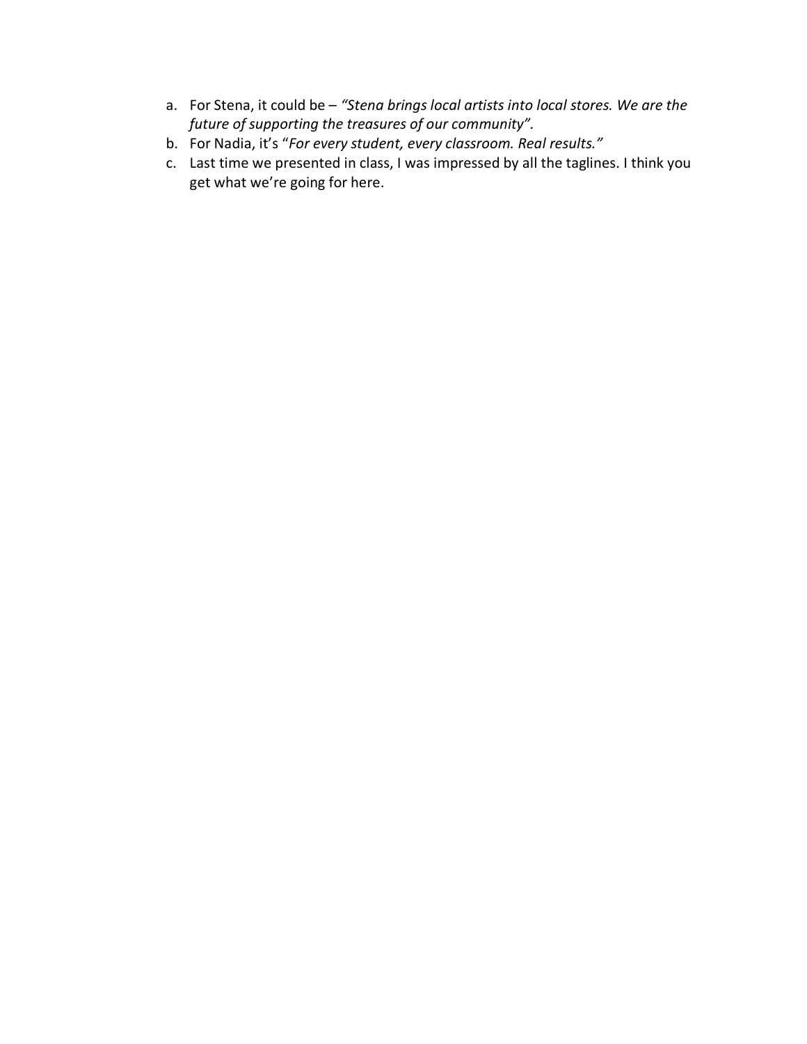a. For Stena, it could be – *"Stena brings local artists into local stores. We are the future of supporting the treasures of our community".*
b. For Nadia, it's "*For every student, every classroom. Real results."*
c. Last time we presented in class, I was impressed by all the taglines. I think you get what we're going for here.